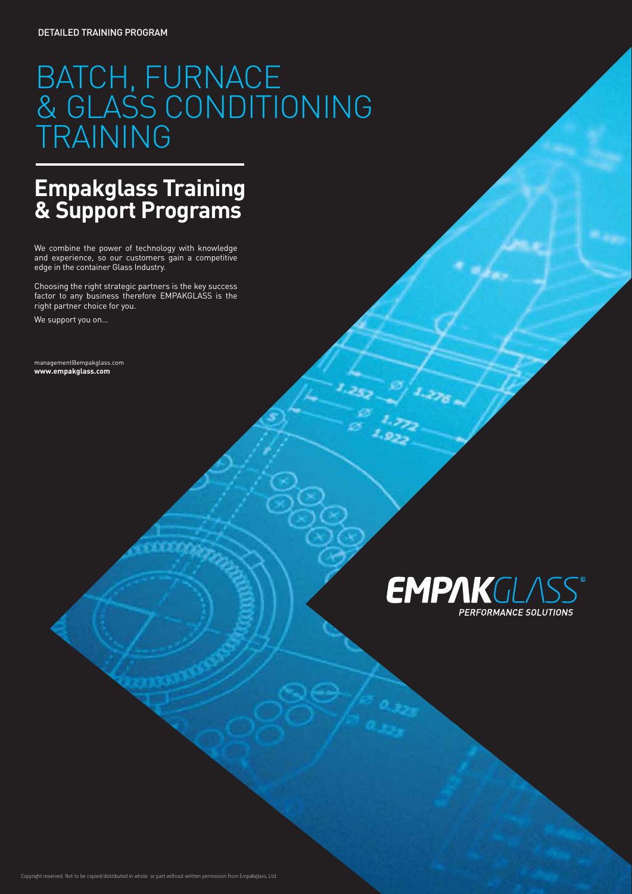DETAILED TRAINING PROGRAM

# BATCH, FURNACE & GLASS CONDITIONING TRAINING

## Empakglass Training & Support Programs

We combine the power of technology with knowledge and experience, so our customers gain a competitive edge in the container Glass Industry.

Choosing the right strategic partners is the key success factor to any business therefore EMPAKGLASS is the right partner choice for you.

We support you on...

management@empakglass.com
**www.empakglass.com**

EMPAKGLASS®
*PERFORMANCE SOLUTIONS*

Copyright reserved. Not to be copied/distributed in whole or part without written permission from Empakglass, Ltd.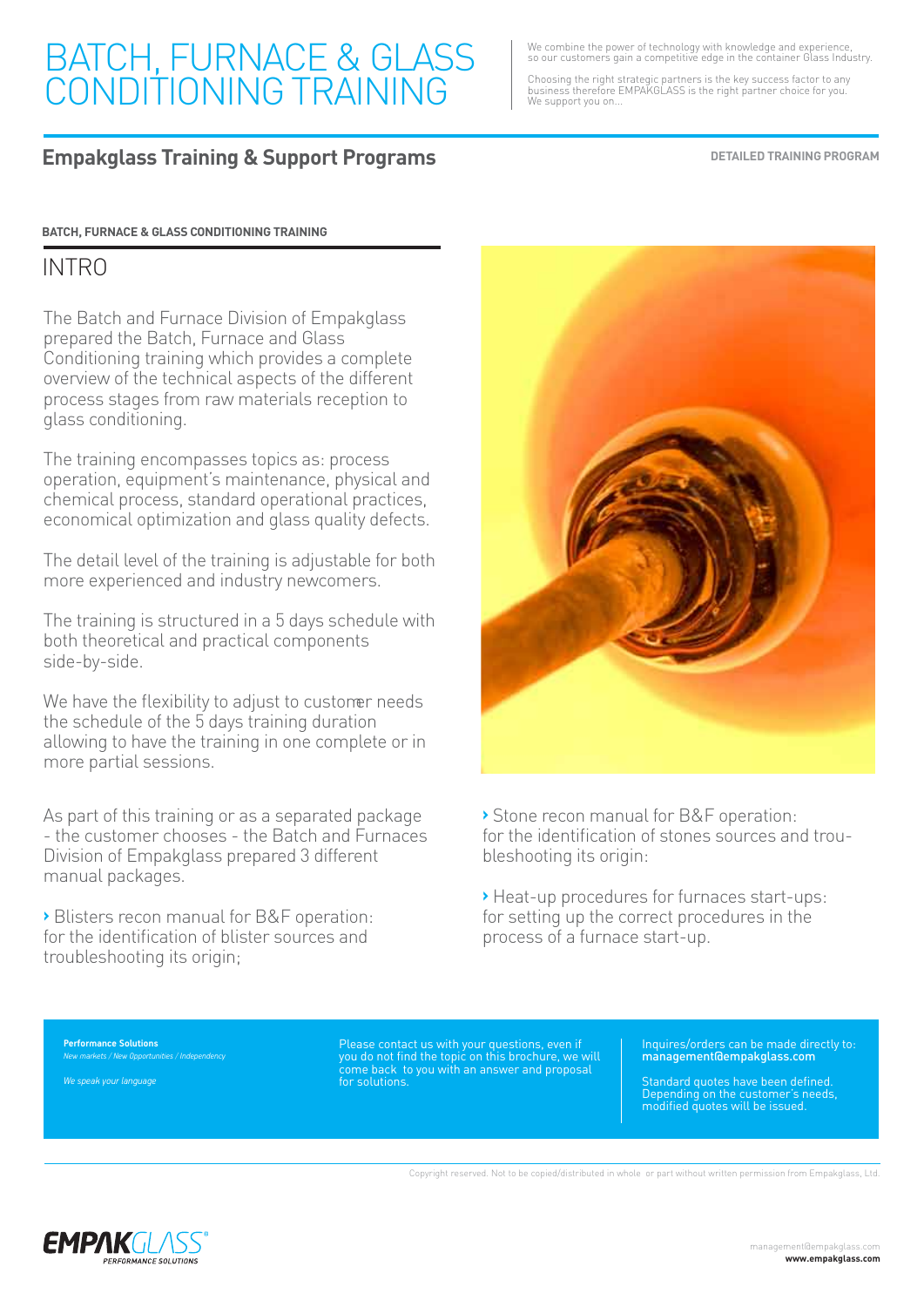# BATCH, FURNACE & GLASS CONDITIONING TRAINING

We combine the power of technology with knowledge and experience, so our customers gain a competitive edge in the container Glass Industry.

Choosing the right strategic partners is the key success factor to any business therefore EMPAKGLASS is the right partner choice for you. We support you on...

## Empakglass Training & Support Programs

**DETAILED TRAINING PROGRAM**

**BATCH, FURNACE & GLASS CONDITIONING TRAINING**

### INTRO

The Batch and Furnace Division of Empakglass prepared the Batch, Furnace and Glass Conditioning training which provides a complete overview of the technical aspects of the different process stages from raw materials reception to glass conditioning.

The training encompasses topics as: process operation, equipment's maintenance, physical and chemical process, standard operational practices, economical optimization and glass quality defects.

The detail level of the training is adjustable for both more experienced and industry newcomers.

The training is structured in a 5 days schedule with both theoretical and practical components side-by-side.

We have the flexibility to adjust to customer needs the schedule of the 5 days training duration allowing to have the training in one complete or in more partial sessions.

As part of this training or as a separated package - the customer chooses - the Batch and Furnaces Division of Empakglass prepared 3 different manual packages.

› Blisters recon manual for B&F operation: for the identification of blister sources and troubleshooting its origin;

› Stone recon manual for B&F operation: for the identification of stones sources and troubleshooting its origin:

› Heat-up procedures for furnaces start-ups: for setting up the correct procedures in the process of a furnace start-up.

**Performance Solutions**
*New markets / New Opportunities / Independency*

*We speak your language*

Please contact us with your questions, even if you do not find the topic on this brochure, we will come back to you with an answer and proposal for solutions.

Inquires/orders can be made directly to: **management@empakglass.com**

Standard quotes have been defined. Depending on the customer's needs, modified quotes will be issued.

Copyright reserved. Not to be copied/distributed in whole or part without written permission from Empakglass, Ltd.

management@empakglass.com
**www.empakglass.com**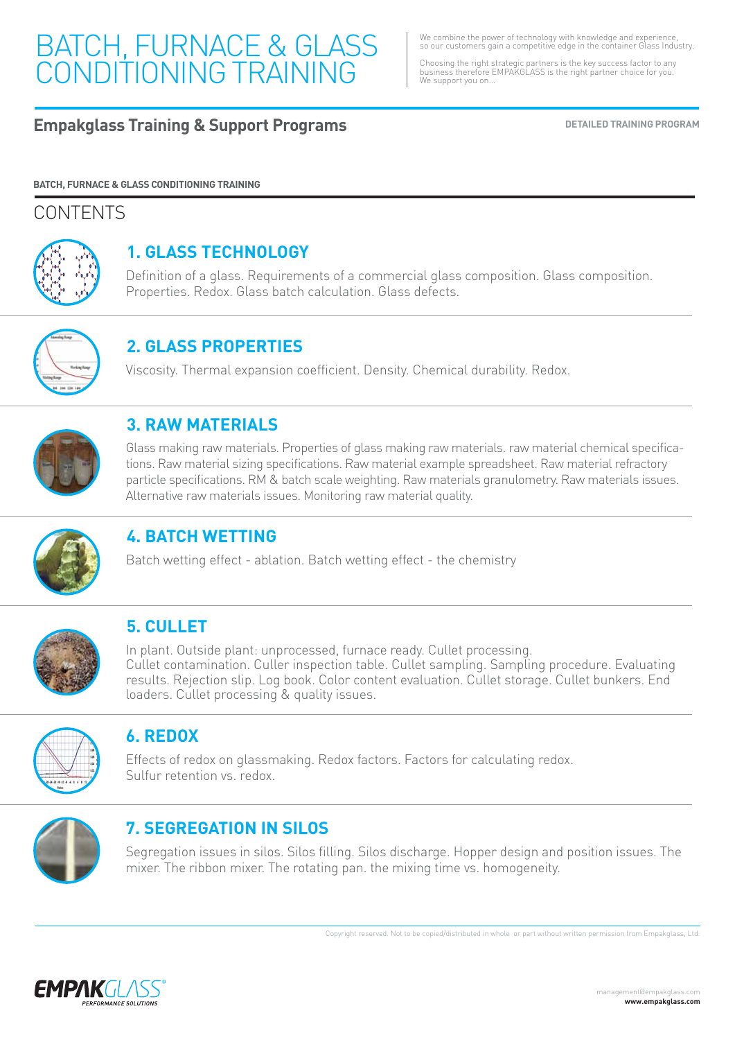# BATCH, FURNACE & GLASS CONDITIONING TRAINING

We combine the power of technology with knowledge and experience, so our customers gain a competitive edge in the container Glass Industry.

Choosing the right strategic partners is the key success factor to any business therefore EMPAKGLASS is the right partner choice for you. We support you on...

## Empakglass Training & Support Programs

**DETAILED TRAINING PROGRAM**

**BATCH, FURNACE & GLASS CONDITIONING TRAINING**

## CONTENTS

### 1. GLASS TECHNOLOGY

Definition of a glass. Requirements of a commercial glass composition. Glass composition. Properties. Redox. Glass batch calculation. Glass defects.

### 2. GLASS PROPERTIES

Viscosity. Thermal expansion coefficient. Density. Chemical durability. Redox.

### 3. RAW MATERIALS

Glass making raw materials. Properties of glass making raw materials. raw material chemical specifications. Raw material sizing specifications. Raw material example spreadsheet. Raw material refractory particle specifications. RM & batch scale weighting. Raw materials granulometry. Raw materials issues. Alternative raw materials issues. Monitoring raw material quality.

### 4. BATCH WETTING

Batch wetting effect - ablation. Batch wetting effect - the chemistry

### 5. CULLET

In plant. Outside plant: unprocessed, furnace ready. Cullet processing.
Cullet contamination. Culler inspection table. Cullet sampling. Sampling procedure. Evaluating results. Rejection slip. Log book. Color content evaluation. Cullet storage. Cullet bunkers. End loaders. Cullet processing & quality issues.

### 6. REDOX

Effects of redox on glassmaking. Redox factors. Factors for calculating redox.
Sulfur retention vs. redox.

### 7. SEGREGATION IN SILOS

Segregation issues in silos. Silos filling. Silos discharge. Hopper design and position issues. The mixer. The ribbon mixer. The rotating pan. the mixing time vs. homogeneity.

Copyright reserved. Not to be copied/distributed in whole or part without written permission from Empakglass, Ltd.

EMPAKGLASS PERFORMANCE SOLUTIONS

management@empakglass.com
**www.empakglass.com**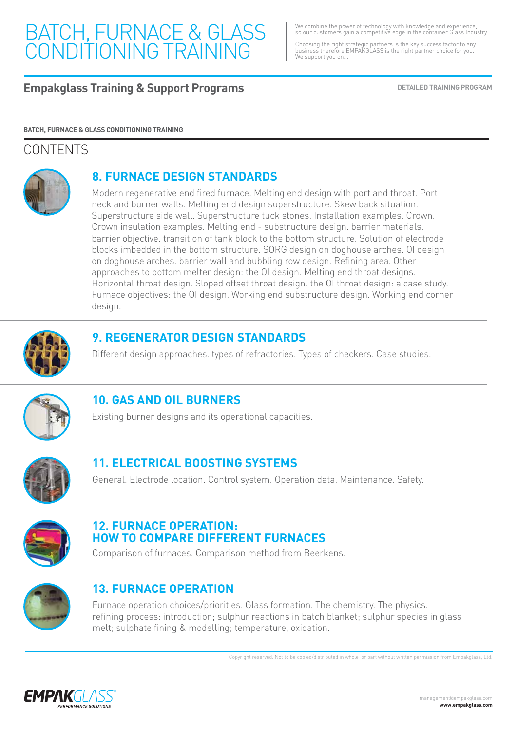# BATCH, FURNACE & GLASS CONDITIONING TRAINING

We combine the power of technology with knowledge and experience, so our customers gain a competitive edge in the container Glass Industry.

Choosing the right strategic partners is the key success factor to any business therefore EMPAKGLASS is the right partner choice for you. We support you on...

## Empakglass Training & Support Programs

**DETAILED TRAINING PROGRAM**

**BATCH, FURNACE & GLASS CONDITIONING TRAINING**

## CONTENTS

### 8. FURNACE DESIGN STANDARDS

Modern regenerative end fired furnace. Melting end design with port and throat. Port neck and burner walls. Melting end design superstructure. Skew back situation. Superstructure side wall. Superstructure tuck stones. Installation examples. Crown. Crown insulation examples. Melting end - substructure design. barrier materials. barrier objective. transition of tank block to the bottom structure. Solution of electrode blocks imbedded in the bottom structure. SORG design on doghouse arches. OI design on doghouse arches. barrier wall and bubbling row design. Refining area. Other approaches to bottom melter design: the OI design. Melting end throat designs. Horizontal throat design. Sloped offset throat design. the OI throat design: a case study. Furnace objectives: the OI design. Working end substructure design. Working end corner design.

### 9. REGENERATOR DESIGN STANDARDS

Different design approaches. types of refractories. Types of checkers. Case studies.

### 10. GAS AND OIL BURNERS

Existing burner designs and its operational capacities.

### 11. ELECTRICAL BOOSTING SYSTEMS

General. Electrode location. Control system. Operation data. Maintenance. Safety.

### 12. FURNACE OPERATION: HOW TO COMPARE DIFFERENT FURNACES

Comparison of furnaces. Comparison method from Beerkens.

### 13. FURNACE OPERATION

Furnace operation choices/priorities. Glass formation. The chemistry. The physics. refining process: introduction; sulphur reactions in batch blanket; sulphur species in glass melt; sulphate fining & modelling; temperature, oxidation.

Copyright reserved. Not to be copied/distributed in whole or part without written permission from Empakglass, Ltd.

EMPAKGLASS PERFORMANCE SOLUTIONS

management@empakglass.com
**www.empakglass.com**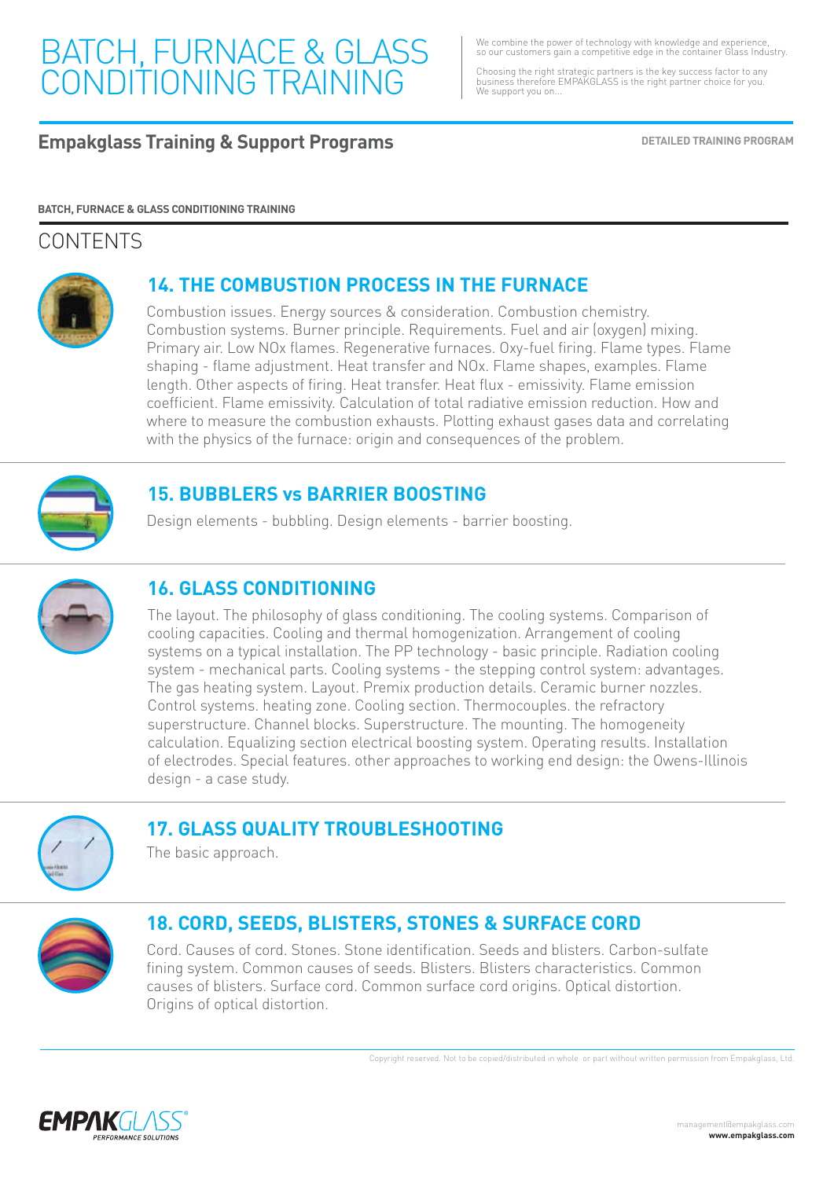# BATCH, FURNACE & GLASS CONDITIONING TRAINING

We combine the power of technology with knowledge and experience, so our customers gain a competitive edge in the container Glass Industry.

Choosing the right strategic partners is the key success factor to any business therefore EMPAKGLASS is the right partner choice for you. We support you on...

## Empakglass Training & Support Programs

**DETAILED TRAINING PROGRAM**

**BATCH, FURNACE & GLASS CONDITIONING TRAINING**

## CONTENTS

### 14. THE COMBUSTION PROCESS IN THE FURNACE

Combustion issues. Energy sources & consideration. Combustion chemistry. Combustion systems. Burner principle. Requirements. Fuel and air (oxygen) mixing. Primary air. Low NOx flames. Regenerative furnaces. Oxy-fuel firing. Flame types. Flame shaping - flame adjustment. Heat transfer and NOx. Flame shapes, examples. Flame length. Other aspects of firing. Heat transfer. Heat flux - emissivity. Flame emission coefficient. Flame emissivity. Calculation of total radiative emission reduction. How and where to measure the combustion exhausts. Plotting exhaust gases data and correlating with the physics of the furnace: origin and consequences of the problem.

### 15. BUBBLERS vs BARRIER BOOSTING

Design elements - bubbling. Design elements - barrier boosting.

### 16. GLASS CONDITIONING

The layout. The philosophy of glass conditioning. The cooling systems. Comparison of cooling capacities. Cooling and thermal homogenization. Arrangement of cooling systems on a typical installation. The PP technology - basic principle. Radiation cooling system - mechanical parts. Cooling systems - the stepping control system: advantages. The gas heating system. Layout. Premix production details. Ceramic burner nozzles. Control systems. heating zone. Cooling section. Thermocouples. the refractory superstructure. Channel blocks. Superstructure. The mounting. The homogeneity calculation. Equalizing section electrical boosting system. Operating results. Installation of electrodes. Special features. other approaches to working end design: the Owens-Illinois design - a case study.

### 17. GLASS QUALITY TROUBLESHOOTING

The basic approach.

### 18. CORD, SEEDS, BLISTERS, STONES & SURFACE CORD

Cord. Causes of cord. Stones. Stone identification. Seeds and blisters. Carbon-sulfate fining system. Common causes of seeds. Blisters. Blisters characteristics. Common causes of blisters. Surface cord. Common surface cord origins. Optical distortion. Origins of optical distortion.

Copyright reserved. Not to be copied/distributed in whole or part without written permission from Empakglass, Ltd.

management@empakglass.com
**www.empakglass.com**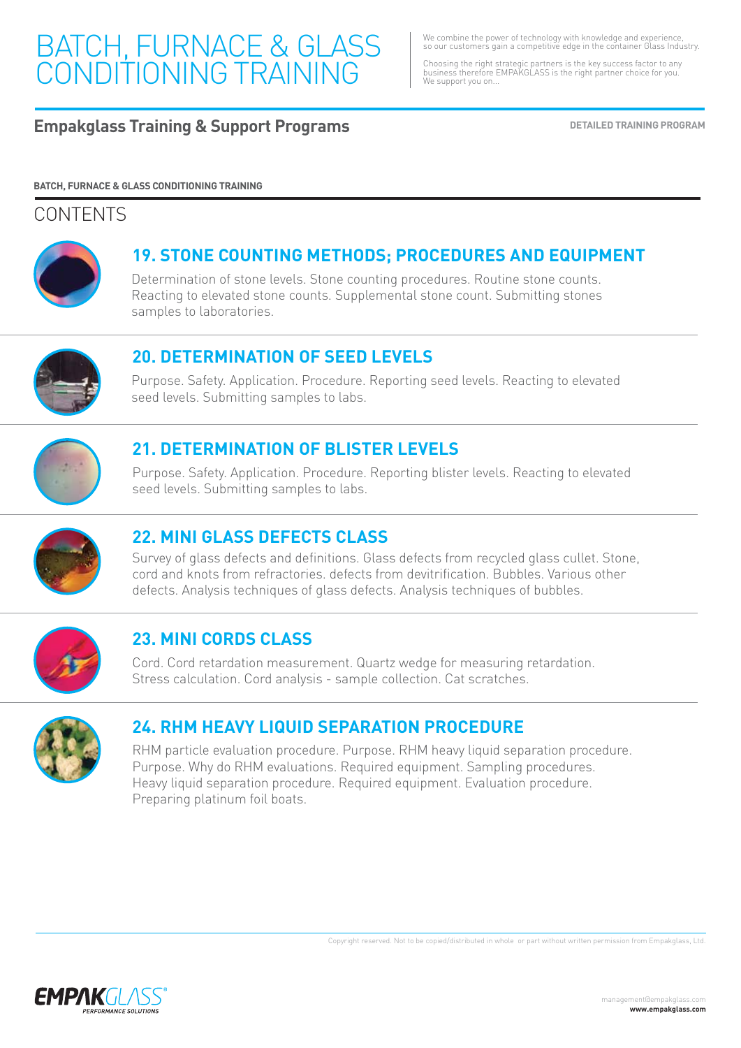# BATCH, FURNACE & GLASS CONDITIONING TRAINING

We combine the power of technology with knowledge and experience, so our customers gain a competitive edge in the container Glass Industry.

Choosing the right strategic partners is the key success factor to any business therefore EMPAKGLASS is the right partner choice for you. We support you on...

**Empakglass Training & Support Programs**

**DETAILED TRAINING PROGRAM**

**BATCH, FURNACE & GLASS CONDITIONING TRAINING**

## CONTENTS

### 19. STONE COUNTING METHODS; PROCEDURES AND EQUIPMENT

Determination of stone levels. Stone counting procedures. Routine stone counts. Reacting to elevated stone counts. Supplemental stone count. Submitting stones samples to laboratories.

### 20. DETERMINATION OF SEED LEVELS

Purpose. Safety. Application. Procedure. Reporting seed levels. Reacting to elevated seed levels. Submitting samples to labs.

### 21. DETERMINATION OF BLISTER LEVELS

Purpose. Safety. Application. Procedure. Reporting blister levels. Reacting to elevated seed levels. Submitting samples to labs.

### 22. MINI GLASS DEFECTS CLASS

Survey of glass defects and definitions. Glass defects from recycled glass cullet. Stone, cord and knots from refractories. defects from devitrification. Bubbles. Various other defects. Analysis techniques of glass defects. Analysis techniques of bubbles.

### 23. MINI CORDS CLASS

Cord. Cord retardation measurement. Quartz wedge for measuring retardation. Stress calculation. Cord analysis - sample collection. Cat scratches.

### 24. RHM HEAVY LIQUID SEPARATION PROCEDURE

RHM particle evaluation procedure. Purpose. RHM heavy liquid separation procedure. Purpose. Why do RHM evaluations. Required equipment. Sampling procedures. Heavy liquid separation procedure. Required equipment. Evaluation procedure. Preparing platinum foil boats.

Copyright reserved. Not to be copied/distributed in whole or part without written permission from Empakglass, Ltd.

management@empakglass.com
**www.empakglass.com**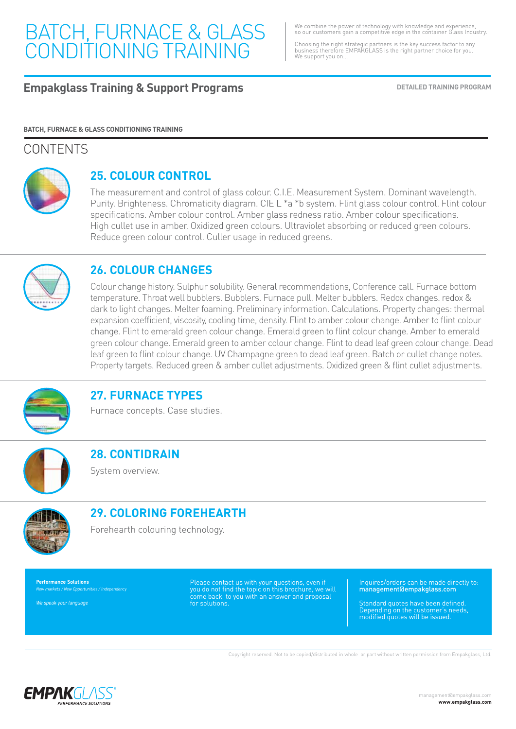# BATCH, FURNACE & GLASS CONDITIONING TRAINING

We combine the power of technology with knowledge and experience, so our customers gain a competitive edge in the container Glass Industry.

Choosing the right strategic partners is the key success factor to any business therefore EMPAKGLASS is the right partner choice for you. We support you on...

## Empakglass Training & Support Programs

**DETAILED TRAINING PROGRAM**

**BATCH, FURNACE & GLASS CONDITIONING TRAINING**

## CONTENTS

### 25. COLOUR CONTROL

The measurement and control of glass colour. C.I.E. Measurement System. Dominant wavelength. Purity. Brighteness. Chromaticity diagram. CIE L *a *b system. Flint glass colour control. Flint colour specifications. Amber colour control. Amber glass redness ratio. Amber colour specifications. High cullet use in amber. Oxidized green colours. Ultraviolet absorbing or reduced green colours. Reduce green colour control. Culler usage in reduced greens.

### 26. COLOUR CHANGES

Colour change history. Sulphur solubility. General recommendations, Conference call. Furnace bottom temperature. Throat well bubblers. Bubblers. Furnace pull. Melter bubblers. Redox changes. redox & dark to light changes. Melter foaming. Preliminary information. Calculations. Property changes: thermal expansion coefficient, viscosity, cooling time, density. Flint to amber colour change. Amber to flint colour change. Flint to emerald green colour change. Emerald green to flint colour change. Amber to emerald green colour change. Emerald green to amber colour change. Flint to dead leaf green colour change. Dead leaf green to flint colour change. UV Champagne green to dead leaf green. Batch or cullet change notes. Property targets. Reduced green & amber cullet adjustments. Oxidized green & flint cullet adjustments.

### 27. FURNACE TYPES

Furnace concepts. Case studies.

### 28. CONTIDRAIN

System overview.

### 29. COLORING FOREHEARTH

Forehearth colouring technology.

**Performance Solutions**
*New markets / New Opportunities / Independency*

*We speak your language*

Please contact us with your questions, even if you do not find the topic on this brochure, we will come back to you with an answer and proposal for solutions.

Inquires/orders can be made directly to: **management@empakglass.com**

Standard quotes have been defined. Depending on the customer's needs, modified quotes will be issued.

Copyright reserved. Not to be copied/distributed in whole or part without written permission from Empakglass, Ltd.

EMPAKGLASS® PERFORMANCE SOLUTIONS

management@empakglass.com
**www.empakglass.com**